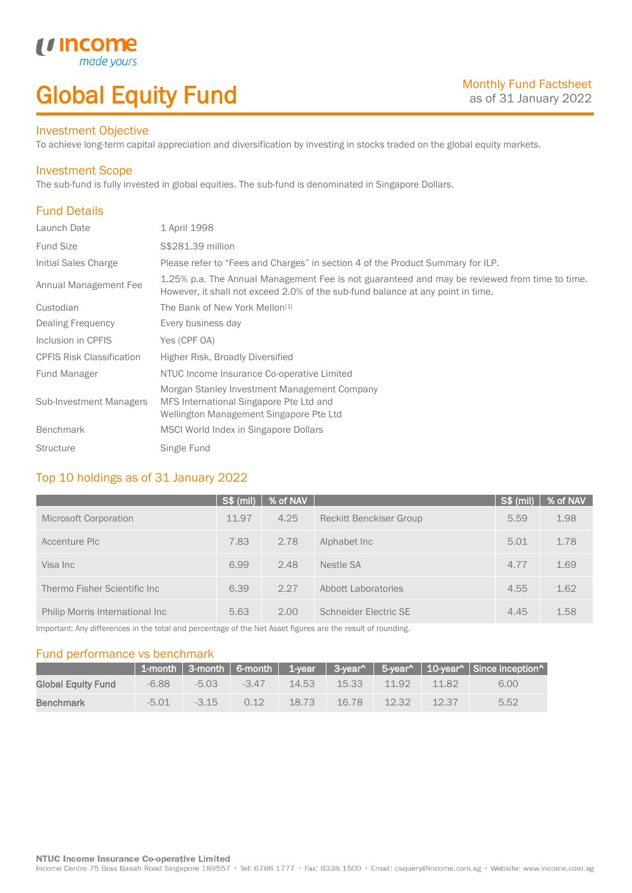# Global Equity Fund

Monthly Fund Factsheet
as of 31 January 2022

## Investment Objective

To achieve long-term capital appreciation and diversification by investing in stocks traded on the global equity markets.

## Investment Scope

The sub-fund is fully invested in global equities. The sub-fund is denominated in Singapore Dollars.

## Fund Details

| | |
|---|---|
| Launch Date | 1 April 1998 |
| Fund Size | S$281.39 million |
| Initial Sales Charge | Please refer to "Fees and Charges" in section 4 of the Product Summary for ILP. |
| Annual Management Fee | 1.25% p.a. The Annual Management Fee is not guaranteed and may be reviewed from time to time. However, it shall not exceed 2.0% of the sub-fund balance at any point in time. |
| Custodian | The Bank of New York Mellon[1] |
| Dealing Frequency | Every business day |
| Inclusion in CPFIS | Yes (CPF OA) |
| CPFIS Risk Classification | Higher Risk, Broadly Diversified |
| Fund Manager | NTUC Income Insurance Co-operative Limited |
| Sub-Investment Managers | Morgan Stanley Investment Management Company<br>MFS International Singapore Pte Ltd and<br>Wellington Management Singapore Pte Ltd |
| Benchmark | MSCI World Index in Singapore Dollars |
| Structure | Single Fund |

## Top 10 holdings as of 31 January 2022

| | S$ (mil) | % of NAV | | S$ (mil) | % of NAV |
|---|---|---|---|---|---|
| Microsoft Corporation | 11.97 | 4.25 | Reckitt Benckiser Group | 5.59 | 1.98 |
| Accenture Plc | 7.83 | 2.78 | Alphabet Inc | 5.01 | 1.78 |
| Visa Inc | 6.99 | 2.48 | Nestle SA | 4.77 | 1.69 |
| Thermo Fisher Scientific Inc | 6.39 | 2.27 | Abbott Laboratories | 4.55 | 1.62 |
| Philip Morris International Inc | 5.63 | 2.00 | Schneider Electric SE | 4.45 | 1.58 |

Important: Any differences in the total and percentage of the Net Asset figures are the result of rounding.

## Fund performance vs benchmark

| | 1-month | 3-month | 6-month | 1-year | 3-year^ | 5-year^ | 10-year^ | Since inception^ |
|---|---|---|---|---|---|---|---|---|
| **Global Equity Fund** | -6.88 | -5.03 | -3.47 | 14.53 | 15.33 | 11.92 | 11.82 | 6.00 |
| **Benchmark** | -5.01 | -3.15 | 0.12 | 18.73 | 16.78 | 12.32 | 12.37 | 5.52 |

**NTUC Income Insurance Co-operative Limited**
Income Centre 75 Bras Basah Road Singapore 189557 • Tel: 6788 1777 • Fax: 6338 1500 • Email: csquery@income.com.sg • Website: www.income.com.sg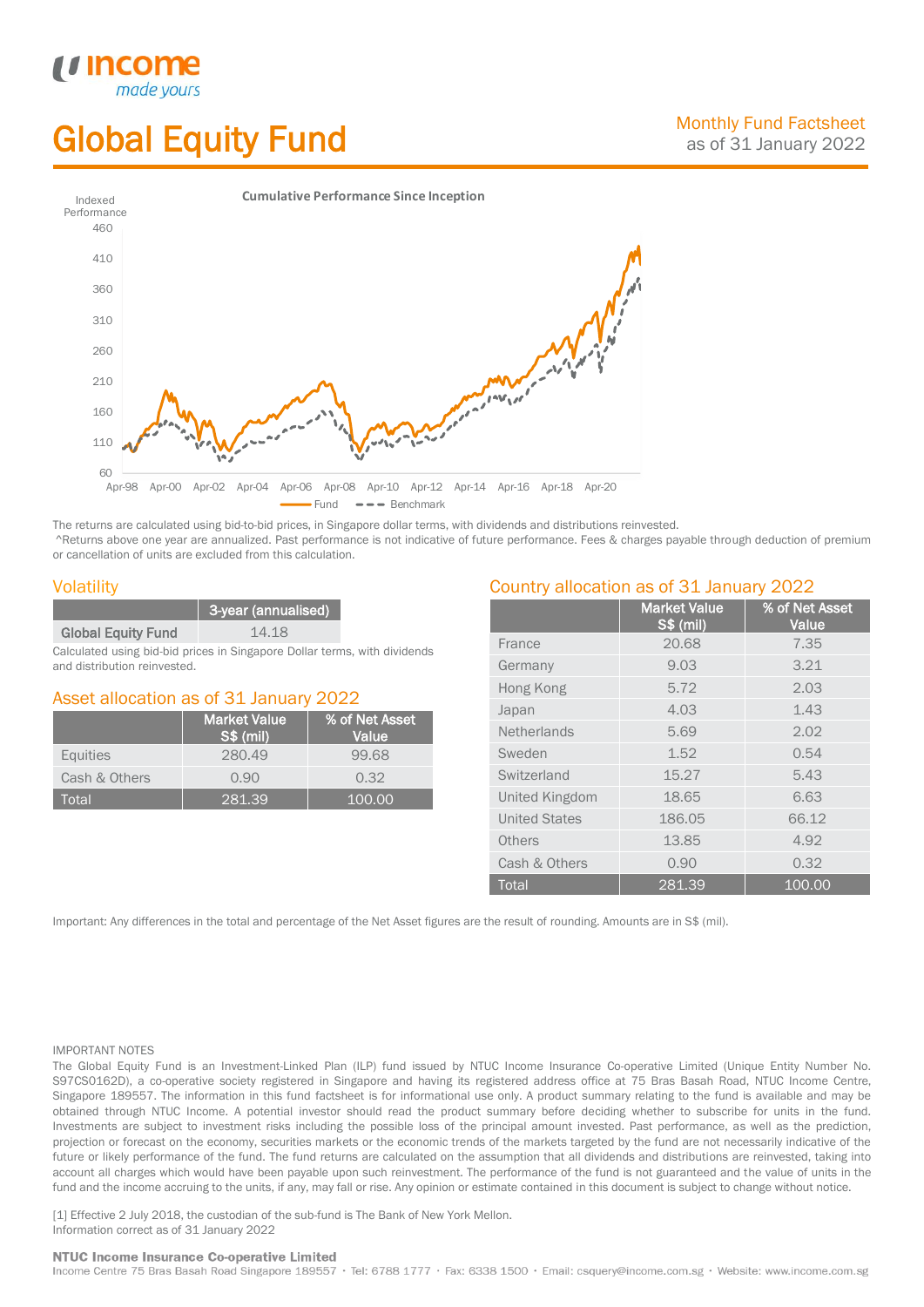# Global Equity Fund

Monthly Fund Factsheet
as of 31 January 2022

Cumulative Performance Since Inception

Indexed Performance

460
410
360
310
260
210
160
110
60

Apr-98 Apr-00 Apr-02 Apr-04 Apr-06 Apr-08 Apr-10 Apr-12 Apr-14 Apr-16 Apr-18 Apr-20

Fund Benchmark

The returns are calculated using bid-to-bid prices, in Singapore dollar terms, with dividends and distributions reinvested.
^Returns above one year are annualized. Past performance is not indicative of future performance. Fees & charges payable through deduction of premium or cancellation of units are excluded from this calculation.

## Volatility

| | 3-year (annualised) |
|---|---|
| Global Equity Fund | 14.18 |

Calculated using bid-bid prices in Singapore Dollar terms, with dividends and distribution reinvested.

## Asset allocation as of 31 January 2022

| | Market Value S$ (mil) | % of Net Asset Value |
|---|---|---|
| Equities | 280.49 | 99.68 |
| Cash & Others | 0.90 | 0.32 |
| Total | 281.39 | 100.00 |

## Country allocation as of 31 January 2022

| | Market Value S$ (mil) | % of Net Asset Value |
|---|---|---|
| France | 20.68 | 7.35 |
| Germany | 9.03 | 3.21 |
| Hong Kong | 5.72 | 2.03 |
| Japan | 4.03 | 1.43 |
| Netherlands | 5.69 | 2.02 |
| Sweden | 1.52 | 0.54 |
| Switzerland | 15.27 | 5.43 |
| United Kingdom | 18.65 | 6.63 |
| United States | 186.05 | 66.12 |
| Others | 13.85 | 4.92 |
| Cash & Others | 0.90 | 0.32 |
| Total | 281.39 | 100.00 |

Important: Any differences in the total and percentage of the Net Asset figures are the result of rounding. Amounts are in S$ (mil).

IMPORTANT NOTES

The Global Equity Fund is an Investment-Linked Plan (ILP) fund issued by NTUC Income Insurance Co-operative Limited (Unique Entity Number No. S97CS0162D), a co-operative society registered in Singapore and having its registered address office at 75 Bras Basah Road, NTUC Income Centre, Singapore 189557. The information in this fund factsheet is for informational use only. A product summary relating to the fund is available and may be obtained through NTUC Income. A potential investor should read the product summary before deciding whether to subscribe for units in the fund. Investments are subject to investment risks including the possible loss of the principal amount invested. Past performance, as well as the prediction, projection or forecast on the economy, securities markets or the economic trends of the markets targeted by the fund are not necessarily indicative of the future or likely performance of the fund. The fund returns are calculated on the assumption that all dividends and distributions are reinvested, taking into account all charges which would have been payable upon such reinvestment. The performance of the fund is not guaranteed and the value of units in the fund and the income accruing to the units, if any, may fall or rise. Any opinion or estimate contained in this document is subject to change without notice.

[1] Effective 2 July 2018, the custodian of the sub-fund is The Bank of New York Mellon.
Information correct as of 31 January 2022

**NTUC Income Insurance Co-operative Limited**
Income Centre 75 Bras Basah Road Singapore 189557 • Tel: 6788 1777 • Fax: 6338 1500 • Email: csquery@income.com.sg • Website: www.income.com.sg